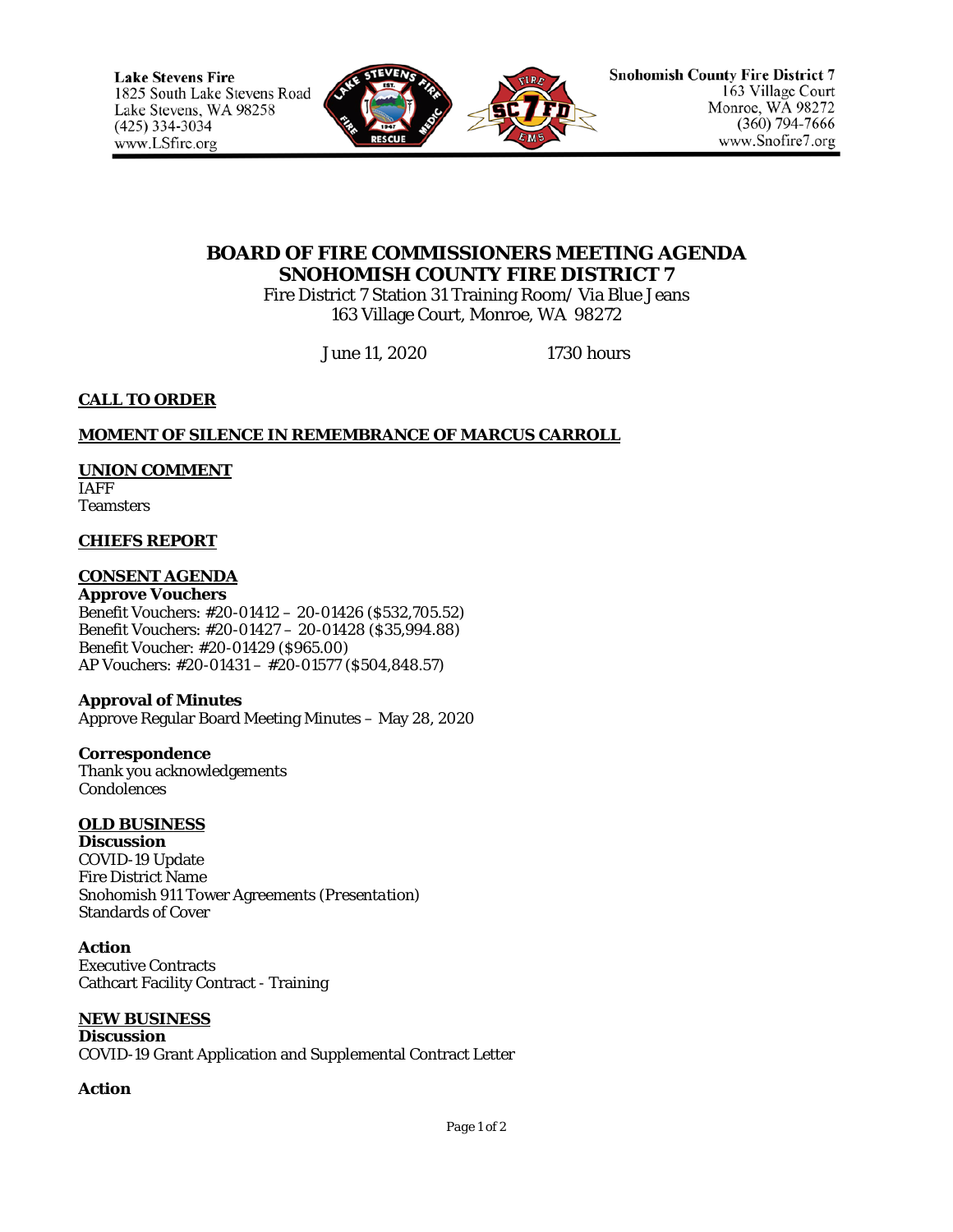Lake Stevens Fire
1825 South Lake Stevens Road
Lake Stevens, WA 98258
(425) 334-3034
www.LSfire.org

Snohomish County Fire District 7
163 Village Court
Monroe, WA 98272
(360) 794-7666
www.Snofire7.org

# BOARD OF FIRE COMMISSIONERS MEETING AGENDA
# SNOHOMISH COUNTY FIRE DISTRICT 7

Fire District 7 Station 31 Training Room/ Via Blue Jeans
163 Village Court, Monroe, WA 98272

June 11, 2020 1730 hours

**CALL TO ORDER**

**MOMENT OF SILENCE IN REMEMBRANCE OF MARCUS CARROLL**

**UNION COMMENT**
IAFF
Teamsters

**CHIEFS REPORT**

**CONSENT AGENDA**

**Approve Vouchers**
Benefit Vouchers: #20-01412 – 20-01426 ($532,705.52)
Benefit Vouchers: #20-01427 – 20-01428 ($35,994.88)
Benefit Voucher: #20-01429 ($965.00)
AP Vouchers: #20-01431 – #20-01577 ($504,848.57)

**Approval of Minutes**
Approve Regular Board Meeting Minutes – May 28, 2020

**Correspondence**
Thank you acknowledgements
Condolences

**OLD BUSINESS**

**Discussion**
COVID-19 Update
Fire District Name
Snohomish 911 Tower Agreements *(Presentation)*
Standards of Cover

**Action**
Executive Contracts
Cathcart Facility Contract - Training

**NEW BUSINESS**

**Discussion**
COVID-19 Grant Application and Supplemental Contract Letter

**Action**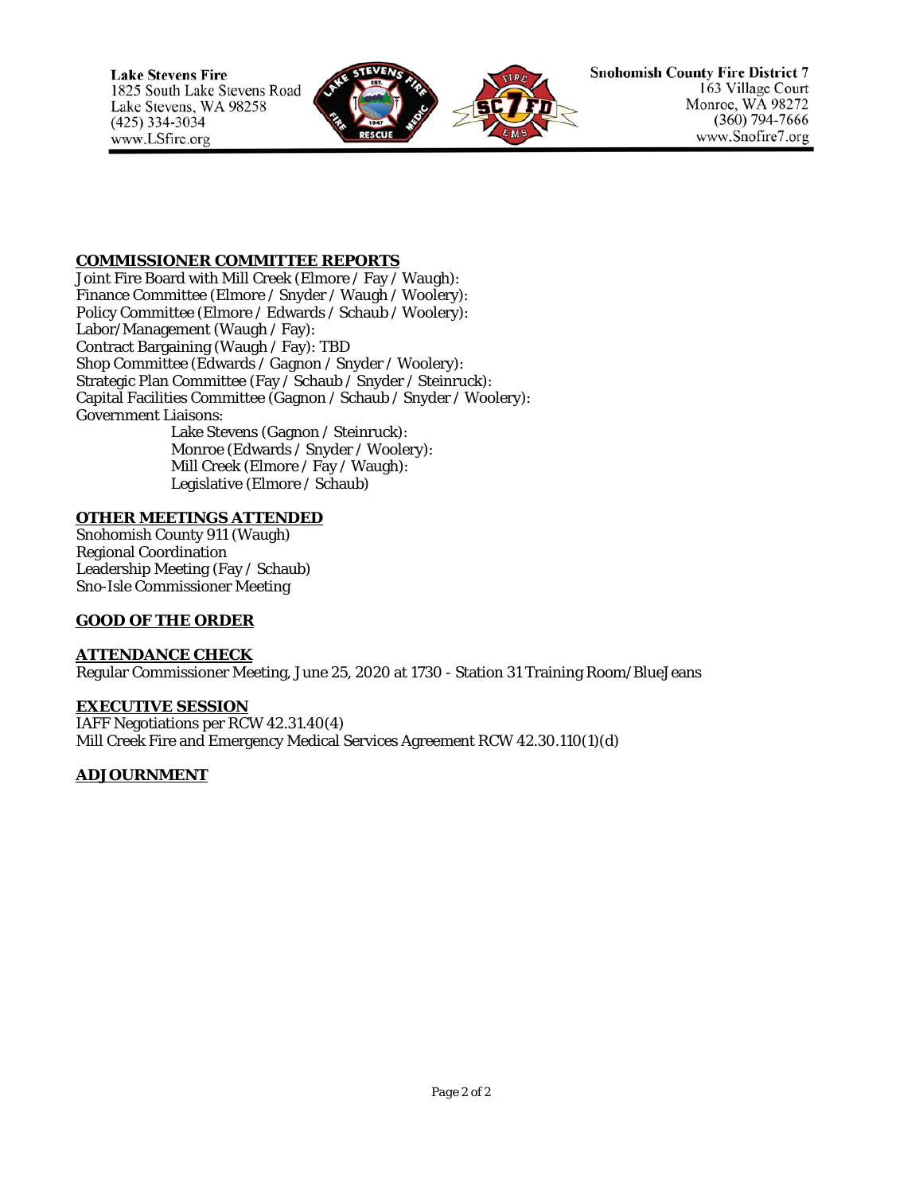**Lake Stevens Fire**
1825 South Lake Stevens Road
Lake Stevens, WA 98258
(425) 334-3034
www.LSfire.org

**Snohomish County Fire District 7**
163 Village Court
Monroe, WA 98272
(360) 794-7666
www.Snofire7.org

## COMMISSIONER COMMITTEE REPORTS

Joint Fire Board with Mill Creek (Elmore / Fay / Waugh):
Finance Committee (Elmore / Snyder / Waugh / Woolery):
Policy Committee (Elmore / Edwards / Schaub / Woolery):
Labor/Management (Waugh / Fay):
Contract Bargaining (Waugh / Fay): TBD
Shop Committee (Edwards / Gagnon / Snyder / Woolery):
Strategic Plan Committee (Fay / Schaub / Snyder / Steinruck):
Capital Facilities Committee (Gagnon / Schaub / Snyder / Woolery):
Government Liaisons:

- Lake Stevens (Gagnon / Steinruck):
- Monroe (Edwards / Snyder / Woolery):
- Mill Creek (Elmore / Fay / Waugh):
- Legislative (Elmore / Schaub)

## OTHER MEETINGS ATTENDED

Snohomish County 911 (Waugh)
Regional Coordination
Leadership Meeting (Fay / Schaub)
Sno-Isle Commissioner Meeting

## GOOD OF THE ORDER

## ATTENDANCE CHECK

Regular Commissioner Meeting, June 25, 2020 at 1730 - Station 31 Training Room/BlueJeans

## EXECUTIVE SESSION

IAFF Negotiations per RCW 42.31.40(4)
Mill Creek Fire and Emergency Medical Services Agreement RCW 42.30.110(1)(d)

## ADJOURNMENT